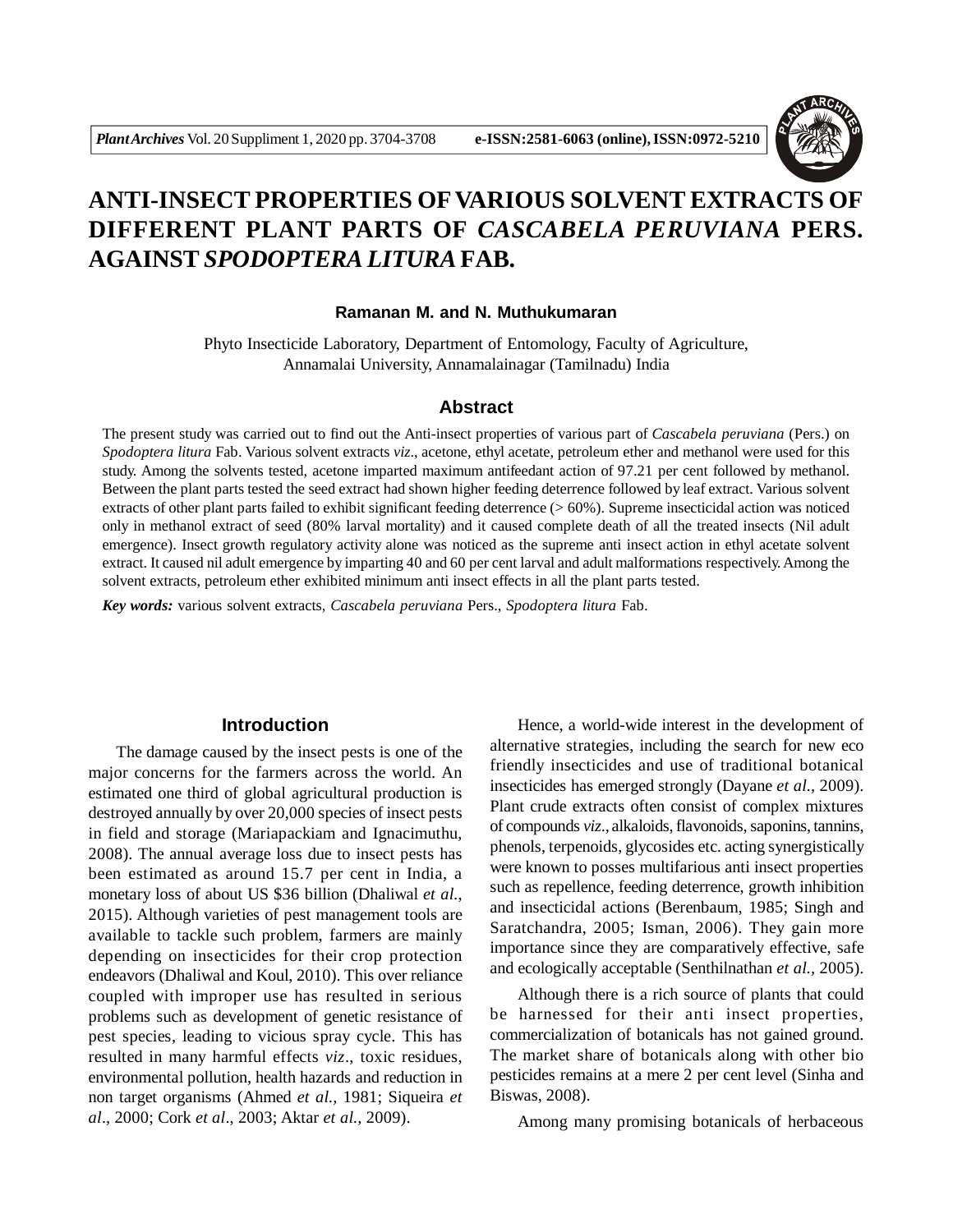# ANTI-INSECT PROPERTIES OF VARIOUS SOLVENT EXTRACTS OF DIFFERENT PLANT PARTS OF *CASCABELA PERUVIANA* PERS. AGAINST *SPODOPTERA LITURA* FAB.

**Ramanan M. and N. Muthukumaran**

Phyto Insecticide Laboratory, Department of Entomology, Faculty of Agriculture, Annamalai University, Annamalainagar (Tamilnadu) India

## Abstract

The present study was carried out to find out the Anti-insect properties of various part of *Cascabela peruviana* (Pers.) on *Spodoptera litura* Fab. Various solvent extracts *viz*., acetone, ethyl acetate, petroleum ether and methanol were used for this study. Among the solvents tested, acetone imparted maximum antifeedant action of 97.21 per cent followed by methanol. Between the plant parts tested the seed extract had shown higher feeding deterrence followed by leaf extract. Various solvent extracts of other plant parts failed to exhibit significant feeding deterrence (> 60%). Supreme insecticidal action was noticed only in methanol extract of seed (80% larval mortality) and it caused complete death of all the treated insects (Nil adult emergence). Insect growth regulatory activity alone was noticed as the supreme anti insect action in ethyl acetate solvent extract. It caused nil adult emergence by imparting 40 and 60 per cent larval and adult malformations respectively. Among the solvent extracts, petroleum ether exhibited minimum anti insect effects in all the plant parts tested.

***Key words:*** various solvent extracts, *Cascabela peruviana* Pers., *Spodoptera litura* Fab.

## Introduction

The damage caused by the insect pests is one of the major concerns for the farmers across the world. An estimated one third of global agricultural production is destroyed annually by over 20,000 species of insect pests in field and storage (Mariapackiam and Ignacimuthu, 2008). The annual average loss due to insect pests has been estimated as around 15.7 per cent in India, a monetary loss of about US $36 billion (Dhaliwal *et al.*, 2015). Although varieties of pest management tools are available to tackle such problem, farmers are mainly depending on insecticides for their crop protection endeavors (Dhaliwal and Koul, 2010). This over reliance coupled with improper use has resulted in serious problems such as development of genetic resistance of pest species, leading to vicious spray cycle. This has resulted in many harmful effects *viz*., toxic residues, environmental pollution, health hazards and reduction in non target organisms (Ahmed *et al.,* 1981; Siqueira *et al*., 2000; Cork *et al*., 2003; Aktar *et al.,* 2009).

Hence, a world-wide interest in the development of alternative strategies, including the search for new eco friendly insecticides and use of traditional botanical insecticides has emerged strongly (Dayane *et al.*, 2009). Plant crude extracts often consist of complex mixtures of compounds *viz*., alkaloids, flavonoids, saponins, tannins, phenols, terpenoids, glycosides etc. acting synergistically were known to posses multifarious anti insect properties such as repellence, feeding deterrence, growth inhibition and insecticidal actions (Berenbaum, 1985; Singh and Saratchandra, 2005; Isman, 2006). They gain more importance since they are comparatively effective, safe and ecologically acceptable (Senthilnathan *et al.*, 2005).

Although there is a rich source of plants that could be harnessed for their anti insect properties, commercialization of botanicals has not gained ground. The market share of botanicals along with other bio pesticides remains at a mere 2 per cent level (Sinha and Biswas, 2008).

Among many promising botanicals of herbaceous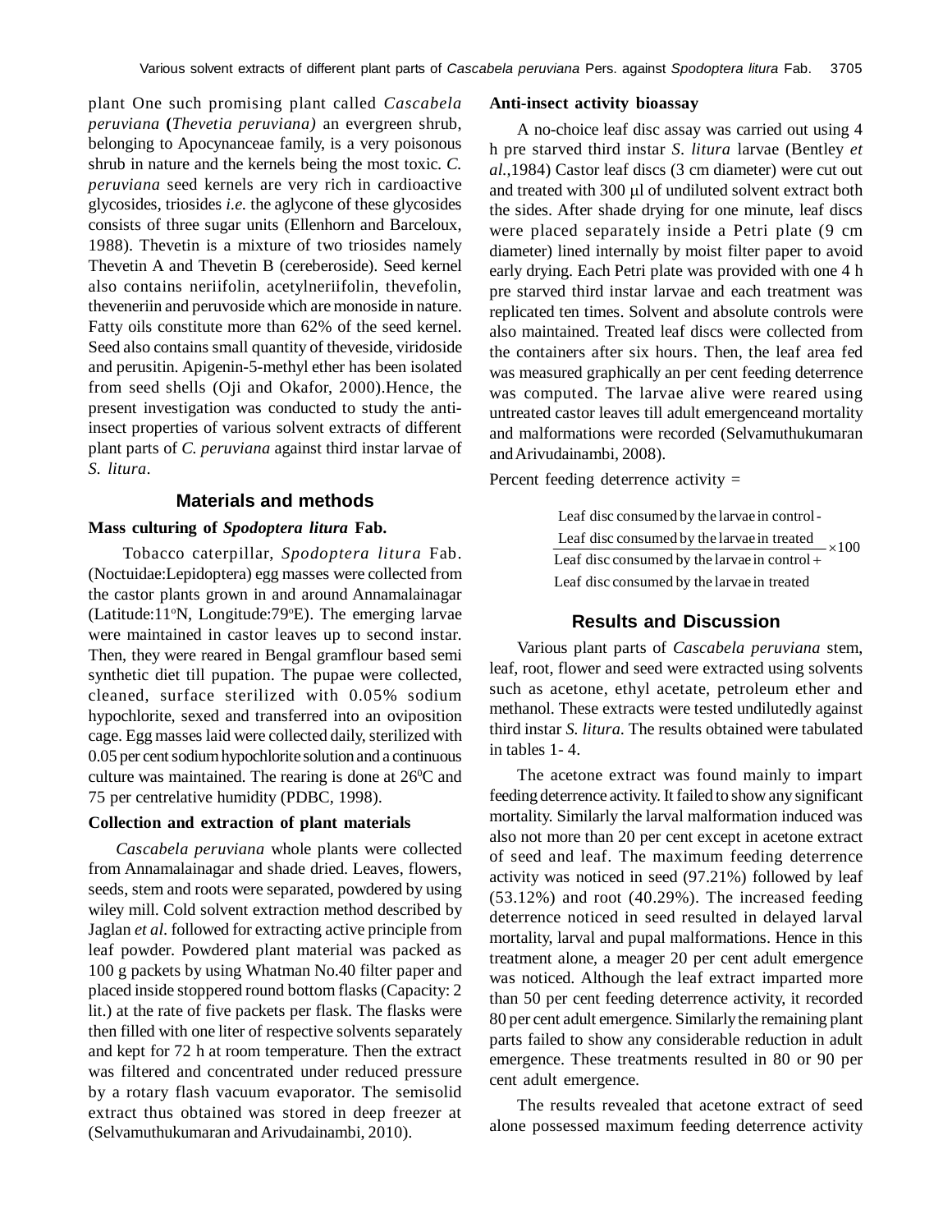plant One such promising plant called *Cascabela peruviana* **(***Thevetia peruviana)* an evergreen shrub, belonging to Apocynanceae family, is a very poisonous shrub in nature and the kernels being the most toxic. *C. peruviana* seed kernels are very rich in cardioactive glycosides, triosides *i.e.* the aglycone of these glycosides consists of three sugar units (Ellenhorn and Barceloux, 1988). Thevetin is a mixture of two triosides namely Thevetin A and Thevetin B (cereberoside). Seed kernel also contains neriifolin, acetylneriifolin, thevefolin, theveneriin and peruvoside which are monoside in nature. Fatty oils constitute more than 62% of the seed kernel. Seed also contains small quantity of theveside, viridoside and perusitin. Apigenin-5-methyl ether has been isolated from seed shells (Oji and Okafor, 2000).Hence, the present investigation was conducted to study the anti-insect properties of various solvent extracts of different plant parts of *C. peruviana* against third instar larvae of *S. litura*.

## Materials and methods

### Mass culturing of *Spodoptera litura* Fab.

Tobacco caterpillar, *Spodoptera litura* Fab. (Noctuidae:Lepidoptera) egg masses were collected from the castor plants grown in and around Annamalainagar (Latitude:11°N, Longitude:79°E). The emerging larvae were maintained in castor leaves up to second instar. Then, they were reared in Bengal gramflour based semi synthetic diet till pupation. The pupae were collected, cleaned, surface sterilized with 0.05% sodium hypochlorite, sexed and transferred into an oviposition cage. Egg masses laid were collected daily, sterilized with 0.05 per cent sodium hypochlorite solution and a continuous culture was maintained. The rearing is done at 26°C and 75 per centrelative humidity (PDBC, 1998).

### Collection and extraction of plant materials

*Cascabela peruviana* whole plants were collected from Annamalainagar and shade dried. Leaves, flowers, seeds, stem and roots were separated, powdered by using wiley mill. Cold solvent extraction method described by Jaglan *et al.* followed for extracting active principle from leaf powder. Powdered plant material was packed as 100 g packets by using Whatman No.40 filter paper and placed inside stoppered round bottom flasks (Capacity: 2 lit.) at the rate of five packets per flask. The flasks were then filled with one liter of respective solvents separately and kept for 72 h at room temperature. Then the extract was filtered and concentrated under reduced pressure by a rotary flash vacuum evaporator. The semisolid extract thus obtained was stored in deep freezer at (Selvamuthukumaran and Arivudainambi, 2010).

### Anti-insect activity bioassay

A no-choice leaf disc assay was carried out using 4 h pre starved third instar *S. litura* larvae (Bentley *et al.*,1984) Castor leaf discs (3 cm diameter) were cut out and treated with 300 μl of undiluted solvent extract both the sides. After shade drying for one minute, leaf discs were placed separately inside a Petri plate (9 cm diameter) lined internally by moist filter paper to avoid early drying. Each Petri plate was provided with one 4 h pre starved third instar larvae and each treatment was replicated ten times. Solvent and absolute controls were also maintained. Treated leaf discs were collected from the containers after six hours. Then, the leaf area fed was measured graphically an per cent feeding deterrence was computed. The larvae alive were reared using untreated castor leaves till adult emergenceand mortality and malformations were recorded (Selvamuthukumaran and Arivudainambi, 2008).

Percent feeding deterrence activity =

$$\frac{\text{Leaf disc consumed by the larvae in control} - \text{Leaf disc consumed by the larvae in treated}}{\text{Leaf disc consumed by the larvae in control} + \text{Leaf disc consumed by the larvae in treated}} \times 100$$

## Results and Discussion

Various plant parts of *Cascabela peruviana* stem, leaf, root, flower and seed were extracted using solvents such as acetone, ethyl acetate, petroleum ether and methanol. These extracts were tested undilutedly against third instar *S. litura*. The results obtained were tabulated in tables 1- 4.

The acetone extract was found mainly to impart feeding deterrence activity. It failed to show any significant mortality. Similarly the larval malformation induced was also not more than 20 per cent except in acetone extract of seed and leaf. The maximum feeding deterrence activity was noticed in seed (97.21%) followed by leaf (53.12%) and root (40.29%). The increased feeding deterrence noticed in seed resulted in delayed larval mortality, larval and pupal malformations. Hence in this treatment alone, a meager 20 per cent adult emergence was noticed. Although the leaf extract imparted more than 50 per cent feeding deterrence activity, it recorded 80 per cent adult emergence. Similarly the remaining plant parts failed to show any considerable reduction in adult emergence. These treatments resulted in 80 or 90 per cent adult emergence.

The results revealed that acetone extract of seed alone possessed maximum feeding deterrence activity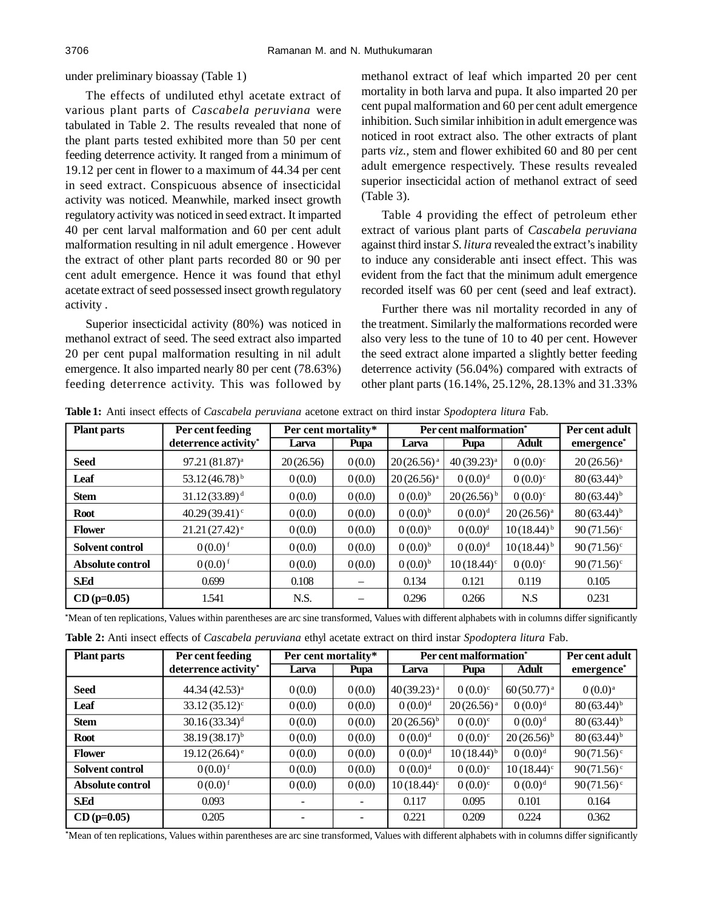under preliminary bioassay (Table 1)

The effects of undiluted ethyl acetate extract of various plant parts of *Cascabela peruviana* were tabulated in Table 2. The results revealed that none of the plant parts tested exhibited more than 50 per cent feeding deterrence activity. It ranged from a minimum of 19.12 per cent in flower to a maximum of 44.34 per cent in seed extract. Conspicuous absence of insecticidal activity was noticed. Meanwhile, marked insect growth regulatory activity was noticed in seed extract. It imparted 40 per cent larval malformation and 60 per cent adult malformation resulting in nil adult emergence . However the extract of other plant parts recorded 80 or 90 per cent adult emergence. Hence it was found that ethyl acetate extract of seed possessed insect growth regulatory activity .

Superior insecticidal activity (80%) was noticed in methanol extract of seed. The seed extract also imparted 20 per cent pupal malformation resulting in nil adult emergence. It also imparted nearly 80 per cent (78.63%) feeding deterrence activity. This was followed by methanol extract of leaf which imparted 20 per cent mortality in both larva and pupa. It also imparted 20 per cent pupal malformation and 60 per cent adult emergence inhibition. Such similar inhibition in adult emergence was noticed in root extract also. The other extracts of plant parts *viz.,* stem and flower exhibited 60 and 80 per cent adult emergence respectively. These results revealed superior insecticidal action of methanol extract of seed (Table 3).

Table 4 providing the effect of petroleum ether extract of various plant parts of *Cascabela peruviana* against third instar *S. litura* revealed the extract's inability to induce any considerable anti insect effect. This was evident from the fact that the minimum adult emergence recorded itself was 60 per cent (seed and leaf extract).

Further there was nil mortality recorded in any of the treatment. Similarly the malformations recorded were also very less to the tune of 10 to 40 per cent. However the seed extract alone imparted a slightly better feeding deterrence activity (56.04%) compared with extracts of other plant parts (16.14%, 25.12%, 28.13% and 31.33%

**Table 1:** Anti insect effects of *Cascabela peruviana* acetone extract on third instar *Spodoptera litura* Fab.

| Plant parts | Per cent feeding deterrence activity* | Per cent mortality* | | Per cent malformation* | | | Per cent adult emergence* |
|---|---|---|---|---|---|---|---|
| | | Larva | Pupa | Larva | Pupa | Adult | |
| **Seed** | 97.21 (81.87)[a] | 20 (26.56) | 0 (0.0) | 20 (26.56)[a] | 40 (39.23)[a] | 0 (0.0)[c] | 20 (26.56)[a] |
| **Leaf** | 53.12 (46.78)[b] | 0 (0.0) | 0 (0.0) | 20 (26.56)[a] | 0 (0.0)[d] | 0 (0.0)[c] | 80 (63.44)[b] |
| **Stem** | 31.12 (33.89)[d] | 0 (0.0) | 0 (0.0) | 0 (0.0)[b] | 20 (26.56)[b] | 0 (0.0)[c] | 80 (63.44)[b] |
| **Root** | 40.29 (39.41)[c] | 0 (0.0) | 0 (0.0) | 0 (0.0)[b] | 0 (0.0)[d] | 20 (26.56)[a] | 80 (63.44)[b] |
| **Flower** | 21.21 (27.42)[e] | 0 (0.0) | 0 (0.0) | 0 (0.0)[b] | 0 (0.0)[d] | 10 (18.44)[b] | 90 (71.56)[c] |
| **Solvent control** | 0 (0.0)[f] | 0 (0.0) | 0 (0.0) | 0 (0.0)[b] | 0 (0.0)[d] | 10 (18.44)[b] | 90 (71.56)[c] |
| **Absolute control** | 0 (0.0)[f] | 0 (0.0) | 0 (0.0) | 0 (0.0)[b] | 10 (18.44)[c] | 0 (0.0)[c] | 90 (71.56)[c] |
| **S.Ed** | 0.699 | 0.108 | – | 0.134 | 0.121 | 0.119 | 0.105 |
| **CD (p=0.05)** | 1.541 | N.S. | – | 0.296 | 0.266 | N.S | 0.231 |

*Mean of ten replications, Values within parentheses are arc sine transformed, Values with different alphabets with in columns differ significantly

**Table 2:** Anti insect effects of *Cascabela peruviana* ethyl acetate extract on third instar *Spodoptera litura* Fab.

| Plant parts | Per cent feeding deterrence activity* | Per cent mortality* | | Per cent malformation* | | | Per cent adult emergence* |
|---|---|---|---|---|---|---|---|
| | | Larva | Pupa | Larva | Pupa | Adult | |
| **Seed** | 44.34 (42.53)[a] | 0 (0.0) | 0 (0.0) | 40 (39.23)[a] | 0 (0.0)[c] | 60 (50.77)[a] | 0 (0.0)[a] |
| **Leaf** | 33.12 (35.12)[c] | 0 (0.0) | 0 (0.0) | 0 (0.0)[d] | 20 (26.56)[a] | 0 (0.0)[d] | 80 (63.44)[b] |
| **Stem** | 30.16 (33.34)[d] | 0 (0.0) | 0 (0.0) | 20 (26.56)[b] | 0 (0.0)[c] | 0 (0.0)[d] | 80 (63.44)[b] |
| **Root** | 38.19 (38.17)[b] | 0 (0.0) | 0 (0.0) | 0 (0.0)[d] | 0 (0.0)[c] | 20 (26.56)[b] | 80 (63.44)[b] |
| **Flower** | 19.12 (26.64)[e] | 0 (0.0) | 0 (0.0) | 0 (0.0)[d] | 10 (18.44)[b] | 0 (0.0)[d] | 90 (71.56)[c] |
| **Solvent control** | 0 (0.0)[f] | 0 (0.0) | 0 (0.0) | 0 (0.0)[d] | 0 (0.0)[c] | 10 (18.44)[c] | 90 (71.56)[c] |
| **Absolute control** | 0 (0.0)[f] | 0 (0.0) | 0 (0.0) | 10 (18.44)[c] | 0 (0.0)[c] | 0 (0.0)[d] | 90 (71.56)[c] |
| **S.Ed** | 0.093 | - | - | 0.117 | 0.095 | 0.101 | 0.164 |
| **CD (p=0.05)** | 0.205 | - | - | 0.221 | 0.209 | 0.224 | 0.362 |

*Mean of ten replications, Values within parentheses are arc sine transformed, Values with different alphabets with in columns differ significantly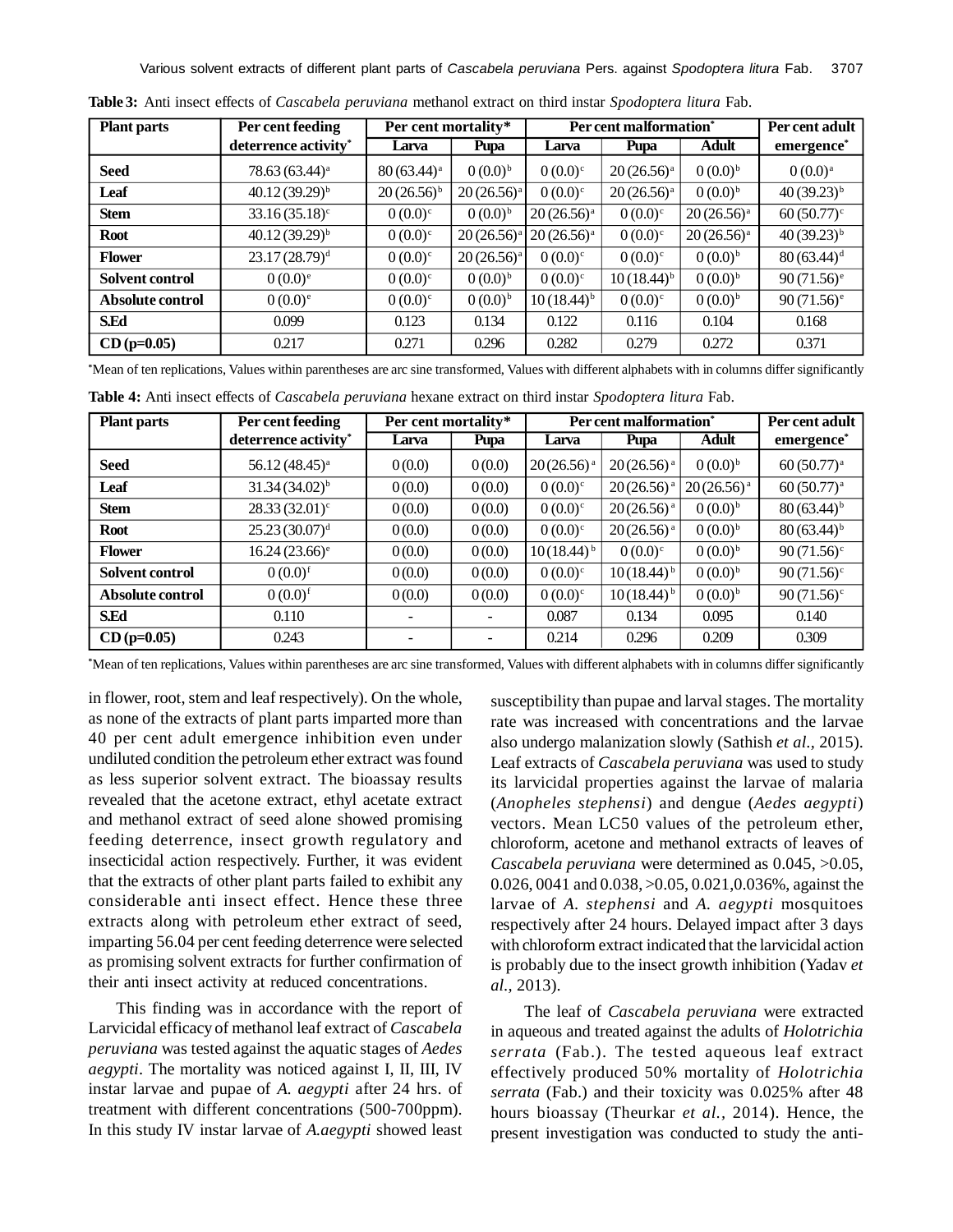**Table 3:** Anti insect effects of *Cascabela peruviana* methanol extract on third instar *Spodoptera litura* Fab.

| Plant parts | Per cent feeding deterrence activity* | Per cent mortality* | | Per cent malformation* | | | Per cent adult emergence* |
|---|---|---|---|---|---|---|---|
| | | Larva | Pupa | Larva | Pupa | Adult | |
| **Seed** | 78.63 (63.44)[a] | 80 (63.44)[a] | 0 (0.0)[b] | 0 (0.0)[c] | 20 (26.56)[a] | 0 (0.0)[b] | 0 (0.0)[a] |
| **Leaf** | 40.12 (39.29)[b] | 20 (26.56)[b] | 20 (26.56)[a] | 0 (0.0)[c] | 20 (26.56)[a] | 0 (0.0)[b] | 40 (39.23)[b] |
| **Stem** | 33.16 (35.18)[c] | 0 (0.0)[c] | 0 (0.0)[b] | 20 (26.56)[a] | 0 (0.0)[c] | 20 (26.56)[a] | 60 (50.77)[c] |
| **Root** | 40.12 (39.29)[b] | 0 (0.0)[c] | 20 (26.56)[a] | 20 (26.56)[a] | 0 (0.0)[c] | 20 (26.56)[a] | 40 (39.23)[b] |
| **Flower** | 23.17 (28.79)[d] | 0 (0.0)[c] | 20 (26.56)[a] | 0 (0.0)[c] | 0 (0.0)[c] | 0 (0.0)[b] | 80 (63.44)[d] |
| **Solvent control** | 0 (0.0)[e] | 0 (0.0)[c] | 0 (0.0)[b] | 0 (0.0)[c] | 10 (18.44)[b] | 0 (0.0)[b] | 90 (71.56)[e] |
| **Absolute control** | 0 (0.0)[e] | 0 (0.0)[c] | 0 (0.0)[b] | 10 (18.44)[b] | 0 (0.0)[c] | 0 (0.0)[b] | 90 (71.56)[e] |
| **S.Ed** | 0.099 | 0.123 | 0.134 | 0.122 | 0.116 | 0.104 | 0.168 |
| **CD (p=0.05)** | 0.217 | 0.271 | 0.296 | 0.282 | 0.279 | 0.272 | 0.371 |

*Mean of ten replications, Values within parentheses are arc sine transformed, Values with different alphabets with in columns differ significantly

**Table 4:** Anti insect effects of *Cascabela peruviana* hexane extract on third instar *Spodoptera litura* Fab.

| Plant parts | Per cent feeding deterrence activity* | Per cent mortality* | | Per cent malformation* | | | Per cent adult emergence* |
|---|---|---|---|---|---|---|---|
| | | Larva | Pupa | Larva | Pupa | Adult | |
| **Seed** | 56.12 (48.45)[a] | 0 (0.0) | 0 (0.0) | 20 (26.56)[a] | 20 (26.56)[a] | 0 (0.0)[b] | 60 (50.77)[a] |
| **Leaf** | 31.34 (34.02)[b] | 0 (0.0) | 0 (0.0) | 0 (0.0)[c] | 20 (26.56)[a] | 20 (26.56)[a] | 60 (50.77)[a] |
| **Stem** | 28.33 (32.01)[c] | 0 (0.0) | 0 (0.0) | 0 (0.0)[c] | 20 (26.56)[a] | 0 (0.0)[b] | 80 (63.44)[b] |
| **Root** | 25.23 (30.07)[d] | 0 (0.0) | 0 (0.0) | 0 (0.0)[c] | 20 (26.56)[a] | 0 (0.0)[b] | 80 (63.44)[b] |
| **Flower** | 16.24 (23.66)[e] | 0 (0.0) | 0 (0.0) | 10 (18.44)[b] | 0 (0.0)[c] | 0 (0.0)[b] | 90 (71.56)[c] |
| **Solvent control** | 0 (0.0)[f] | 0 (0.0) | 0 (0.0) | 0 (0.0)[c] | 10 (18.44)[b] | 0 (0.0)[b] | 90 (71.56)[c] |
| **Absolute control** | 0 (0.0)[f] | 0 (0.0) | 0 (0.0) | 0 (0.0)[c] | 10 (18.44)[b] | 0 (0.0)[b] | 90 (71.56)[c] |
| **S.Ed** | 0.110 | - | - | 0.087 | 0.134 | 0.095 | 0.140 |
| **CD (p=0.05)** | 0.243 | - | - | 0.214 | 0.296 | 0.209 | 0.309 |

*Mean of ten replications, Values within parentheses are arc sine transformed, Values with different alphabets with in columns differ significantly

in flower, root, stem and leaf respectively). On the whole, as none of the extracts of plant parts imparted more than 40 per cent adult emergence inhibition even under undiluted condition the petroleum ether extract was found as less superior solvent extract. The bioassay results revealed that the acetone extract, ethyl acetate extract and methanol extract of seed alone showed promising feeding deterrence, insect growth regulatory and insecticidal action respectively. Further, it was evident that the extracts of other plant parts failed to exhibit any considerable anti insect effect. Hence these three extracts along with petroleum ether extract of seed, imparting 56.04 per cent feeding deterrence were selected as promising solvent extracts for further confirmation of their anti insect activity at reduced concentrations.

This finding was in accordance with the report of Larvicidal efficacy of methanol leaf extract of *Cascabela peruviana* was tested against the aquatic stages of *Aedes aegypti*. The mortality was noticed against I, II, III, IV instar larvae and pupae of *A. aegypti* after 24 hrs. of treatment with different concentrations (500-700ppm). In this study IV instar larvae of *A.aegypti* showed least susceptibility than pupae and larval stages. The mortality rate was increased with concentrations and the larvae also undergo malanization slowly (Sathish *et al.,* 2015). Leaf extracts of *Cascabela peruviana* was used to study its larvicidal properties against the larvae of malaria (*Anopheles stephensi*) and dengue (*Aedes aegypti*) vectors. Mean LC50 values of the petroleum ether, chloroform, acetone and methanol extracts of leaves of *Cascabela peruviana* were determined as 0.045, >0.05, 0.026, 0041 and 0.038, >0.05, 0.021,0.036%, against the larvae of *A. stephensi* and *A. aegypti* mosquitoes respectively after 24 hours. Delayed impact after 3 days with chloroform extract indicated that the larvicidal action is probably due to the insect growth inhibition (Yadav *et al.,* 2013).

The leaf of *Cascabela peruviana* were extracted in aqueous and treated against the adults of *Holotrichia serrata* (Fab.). The tested aqueous leaf extract effectively produced 50% mortality of *Holotrichia serrata* (Fab.) and their toxicity was 0.025% after 48 hours bioassay (Theurkar *et al.,* 2014). Hence, the present investigation was conducted to study the anti-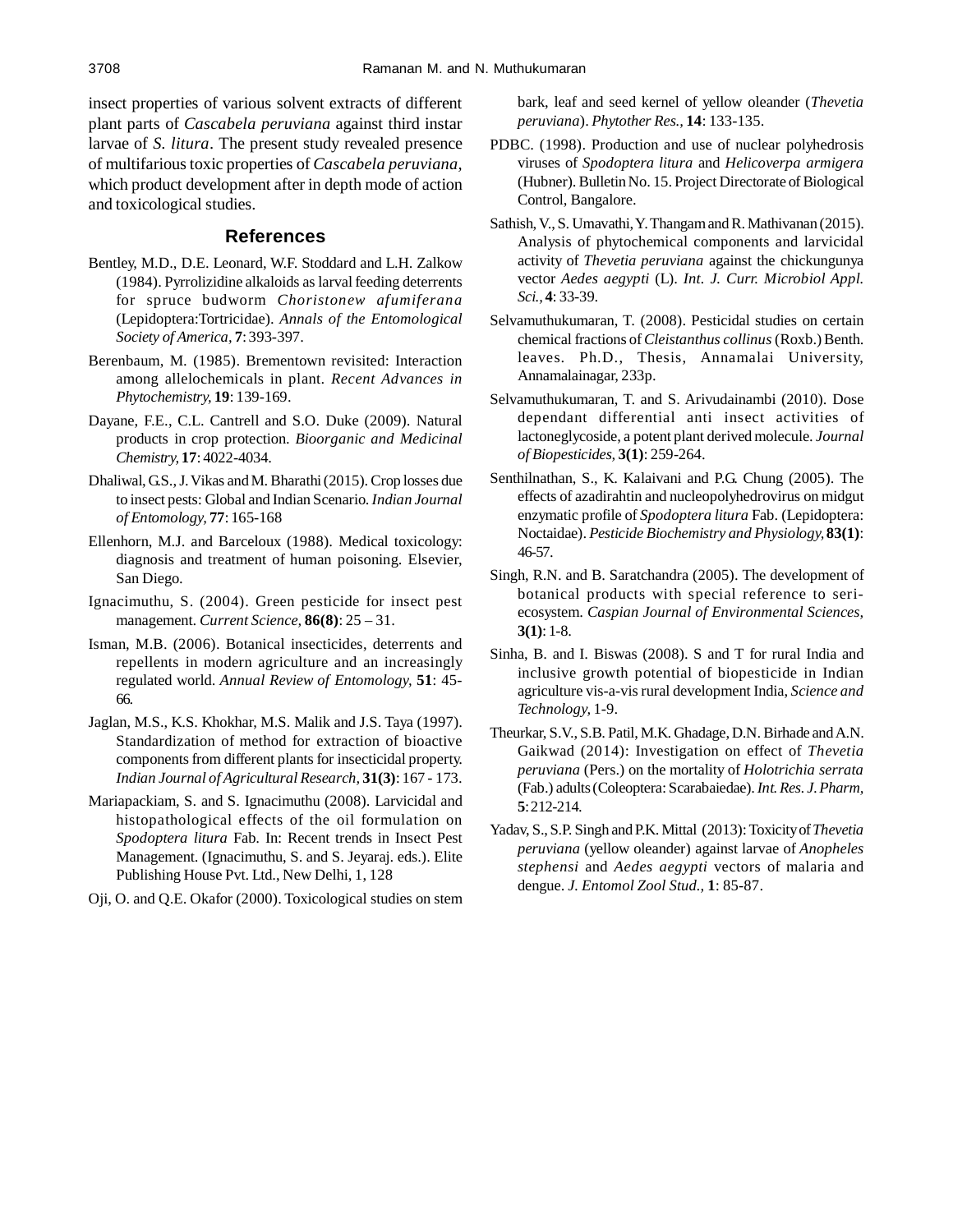insect properties of various solvent extracts of different plant parts of *Cascabela peruviana* against third instar larvae of *S. litura*. The present study revealed presence of multifarious toxic properties of *Cascabela peruviana*, which product development after in depth mode of action and toxicological studies.

## References

Bentley, M.D., D.E. Leonard, W.F. Stoddard and L.H. Zalkow (1984). Pyrrolizidine alkaloids as larval feeding deterrents for spruce budworm *Choristonew afumiferana* (Lepidoptera:Tortricidae). *Annals of the Entomological Society of America*, **7**: 393-397.

Berenbaum, M. (1985). Brementown revisited: Interaction among allelochemicals in plant. *Recent Advances in Phytochemistry*, **19**: 139-169.

Dayane, F.E., C.L. Cantrell and S.O. Duke (2009). Natural products in crop protection. *Bioorganic and Medicinal Chemistry*, **17**: 4022-4034.

Dhaliwal, G.S., J. Vikas and M. Bharathi (2015). Crop losses due to insect pests: Global and Indian Scenario. *Indian Journal of Entomology*, **77**: 165-168

Ellenhorn, M.J. and Barceloux (1988). Medical toxicology: diagnosis and treatment of human poisoning. Elsevier, San Diego.

Ignacimuthu, S. (2004). Green pesticide for insect pest management. *Current Science*, **86(8)**: 25 – 31.

Isman, M.B. (2006). Botanical insecticides, deterrents and repellents in modern agriculture and an increasingly regulated world. *Annual Review of Entomology*, **51**: 45-66.

Jaglan, M.S., K.S. Khokhar, M.S. Malik and J.S. Taya (1997). Standardization of method for extraction of bioactive components from different plants for insecticidal property. *Indian Journal of Agricultural Research*, **31(3)**: 167 - 173.

Mariapackiam, S. and S. Ignacimuthu (2008). Larvicidal and histopathological effects of the oil formulation on *Spodoptera litura* Fab. In: Recent trends in Insect Pest Management. (Ignacimuthu, S. and S. Jeyaraj. eds.). Elite Publishing House Pvt. Ltd., New Delhi, 1, 128

Oji, O. and Q.E. Okafor (2000). Toxicological studies on stem bark, leaf and seed kernel of yellow oleander (*Thevetia peruviana*). *Phytother Res.*, **14**: 133-135.

PDBC. (1998). Production and use of nuclear polyhedrosis viruses of *Spodoptera litura* and *Helicoverpa armigera* (Hubner). Bulletin No. 15. Project Directorate of Biological Control, Bangalore.

Sathish, V., S. Umavathi, Y. Thangam and R. Mathivanan (2015). Analysis of phytochemical components and larvicidal activity of *Thevetia peruviana* against the chickungunya vector *Aedes aegypti* (L). *Int. J. Curr. Microbiol Appl. Sci.*, **4**: 33-39.

Selvamuthukumaran, T. (2008). Pesticidal studies on certain chemical fractions of *Cleistanthus collinus* (Roxb.) Benth. leaves. Ph.D., Thesis, Annamalai University, Annamalainagar, 233p.

Selvamuthukumaran, T. and S. Arivudainambi (2010). Dose dependant differential anti insect activities of lactoneglycoside, a potent plant derived molecule. *Journal of Biopesticides*, **3(1)**: 259-264.

Senthilnathan, S., K. Kalaivani and P.G. Chung (2005). The effects of azadirahtin and nucleopolyhedrovirus on midgut enzymatic profile of *Spodoptera litura* Fab. (Lepidoptera: Noctaidae). *Pesticide Biochemistry and Physiology*, **83(1)**: 46-57.

Singh, R.N. and B. Saratchandra (2005). The development of botanical products with special reference to seri-ecosystem. *Caspian Journal of Environmental Sciences*, **3(1)**: 1-8.

Sinha, B. and I. Biswas (2008). S and T for rural India and inclusive growth potential of biopesticide in Indian agriculture vis-a-vis rural development India, *Science and Technology*, 1-9.

Theurkar, S.V., S.B. Patil, M.K. Ghadage, D.N. Birhade and A.N. Gaikwad (2014): Investigation on effect of *Thevetia peruviana* (Pers.) on the mortality of *Holotrichia serrata* (Fab.) adults (Coleoptera: Scarabaiedae). *Int. Res. J. Pharm*, **5**: 212-214.

Yadav, S., S.P. Singh and P.K. Mittal (2013): Toxicity of *Thevetia peruviana* (yellow oleander) against larvae of *Anopheles stephensi* and *Aedes aegypti* vectors of malaria and dengue. *J. Entomol Zool Stud.*, **1**: 85-87.